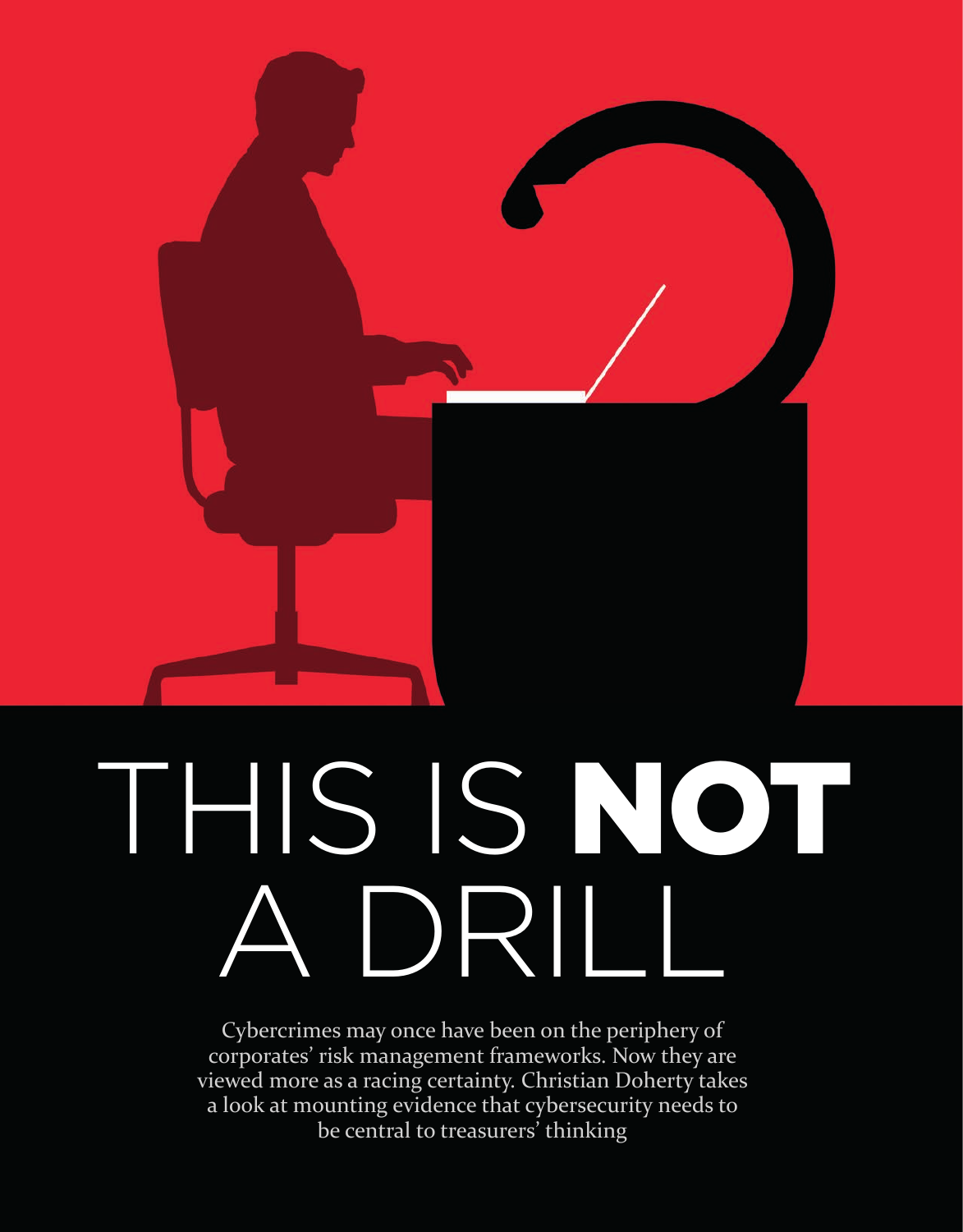# THIS IS **NOT** A DRILL

Cybercrimes may once have been on the periphery of corporates' risk management frameworks. Now they are viewed more as a racing certainty. Christian Doherty takes a look at mounting evidence that cybersecurity needs to be central to treasurers' thinking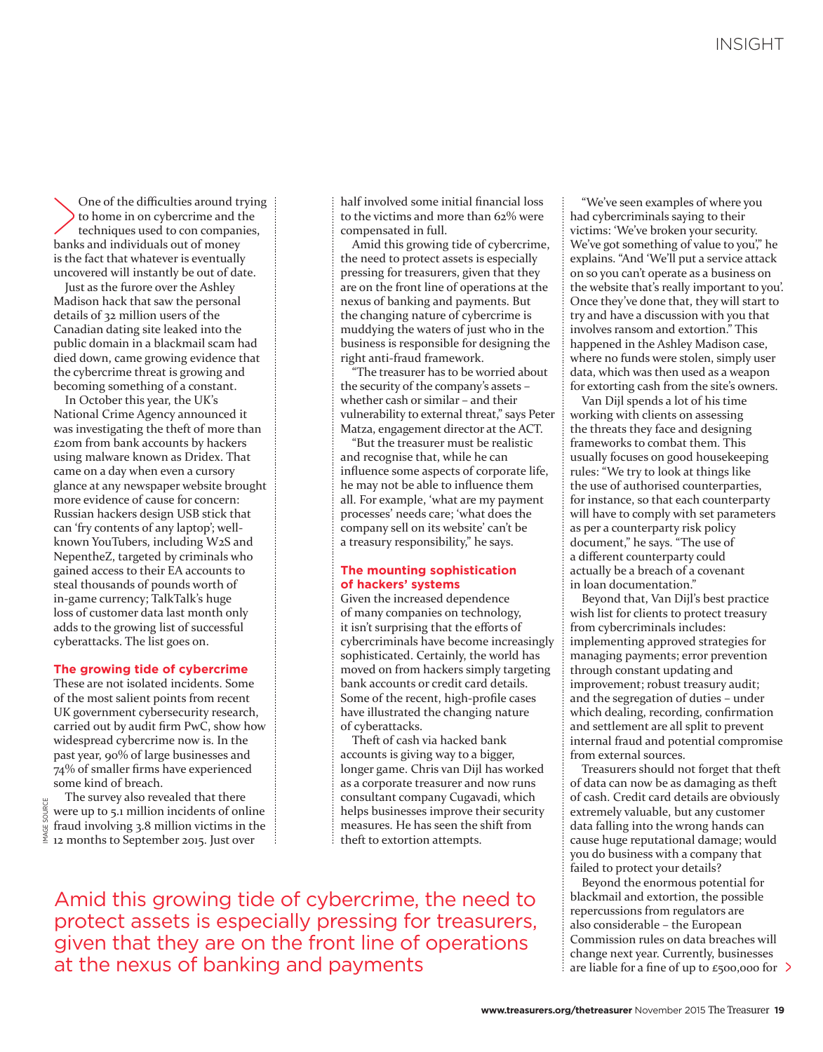One of the difficulties around trying to home in on cybercrime and the techniques used to con companies, banks and individuals out of money is the fact that whatever is eventually uncovered will instantly be out of date.

Just as the furore over the Ashley Madison hack that saw the personal details of 32 million users of the Canadian dating site leaked into the public domain in a blackmail scam had died down, came growing evidence that the cybercrime threat is growing and becoming something of a constant.

In October this year, the UK's National Crime Agency announced it was investigating the theft of more than £20m from bank accounts by hackers using malware known as Dridex. That came on a day when even a cursory glance at any newspaper website brought more evidence of cause for concern: Russian hackers design USB stick that can 'fry contents of any laptop'; well-known YouTubers, including W2S and NepentheZ, targeted by criminals who gained access to their EA accounts to steal thousands of pounds worth of in-game currency; TalkTalk's huge loss of customer data last month only adds to the growing list of successful cyberattacks. The list goes on.

## The growing tide of cybercrime

These are not isolated incidents. Some of the most salient points from recent UK government cybersecurity research, carried out by audit firm PwC, show how widespread cybercrime now is. In the past year, 90% of large businesses and 74% of smaller firms have experienced some kind of breach.

The survey also revealed that there were up to 5.1 million incidents of online fraud involving 3.8 million victims in the 12 months to September 2015. Just over half involved some initial financial loss to the victims and more than 62% were compensated in full.

Amid this growing tide of cybercrime, the need to protect assets is especially pressing for treasurers, given that they are on the front line of operations at the nexus of banking and payments. But the changing nature of cybercrime is muddying the waters of just who in the business is responsible for designing the right anti-fraud framework.

"The treasurer has to be worried about the security of the company's assets – whether cash or similar – and their vulnerability to external threat," says Peter Matza, engagement director at the ACT.

"But the treasurer must be realistic and recognise that, while he can influence some aspects of corporate life, he may not be able to influence them all. For example, 'what are my payment processes' needs care; 'what does the company sell on its website' can't be a treasury responsibility," he says.

## The mounting sophistication of hackers' systems

Given the increased dependence of many companies on technology, it isn't surprising that the efforts of cybercriminals have become increasingly sophisticated. Certainly, the world has moved on from hackers simply targeting bank accounts or credit card details. Some of the recent, high-profile cases have illustrated the changing nature of cyberattacks.

Theft of cash via hacked bank accounts is giving way to a bigger, longer game. Chris van Dijl has worked as a corporate treasurer and now runs consultant company Cugavadi, which helps businesses improve their security measures. He has seen the shift from theft to extortion attempts.

"We've seen examples of where you had cybercriminals saying to their victims: 'We've broken your security. We've got something of value to you'," he explains. "And 'We'll put a service attack on so you can't operate as a business on the website that's really important to you'. Once they've done that, they will start to try and have a discussion with you that involves ransom and extortion." This happened in the Ashley Madison case, where no funds were stolen, simply user data, which was then used as a weapon for extorting cash from the site's owners.

Van Dijl spends a lot of his time working with clients on assessing the threats they face and designing frameworks to combat them. This usually focuses on good housekeeping rules: "We try to look at things like the use of authorised counterparties, for instance, so that each counterparty will have to comply with set parameters as per a counterparty risk policy document," he says. "The use of a different counterparty could actually be a breach of a covenant in loan documentation."

Beyond that, Van Dijl's best practice wish list for clients to protect treasury from cybercriminals includes: implementing approved strategies for managing payments; error prevention through constant updating and improvement; robust treasury audit; and the segregation of duties – under which dealing, recording, confirmation and settlement are all split to prevent internal fraud and potential compromise from external sources.

Treasurers should not forget that theft of data can now be as damaging as theft of cash. Credit card details are obviously extremely valuable, but any customer data falling into the wrong hands can cause huge reputational damage; would you do business with a company that failed to protect your details?

Beyond the enormous potential for blackmail and extortion, the possible repercussions from regulators are also considerable – the European Commission rules on data breaches will change next year. Currently, businesses are liable for a fine of up to £500,000 for

> Amid this growing tide of cybercrime, the need to protect assets is especially pressing for treasurers, given that they are on the front line of operations at the nexus of banking and payments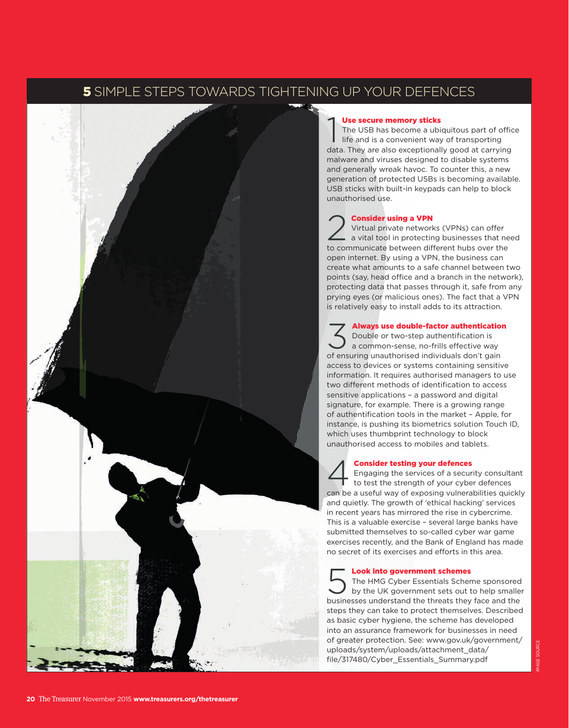## 5 SIMPLE STEPS TOWARDS TIGHTENING UP YOUR DEFENCES

### 1 Use secure memory sticks

The USB has become a ubiquitous part of office life and is a convenient way of transporting data. They are also exceptionally good at carrying malware and viruses designed to disable systems and generally wreak havoc. To counter this, a new generation of protected USBs is becoming available. USB sticks with built-in keypads can help to block unauthorised use.

### 2 Consider using a VPN

Virtual private networks (VPNs) can offer a vital tool in protecting businesses that need to communicate between different hubs over the open internet. By using a VPN, the business can create what amounts to a safe channel between two points (say, head office and a branch in the network), protecting data that passes through it, safe from any prying eyes (or malicious ones). The fact that a VPN is relatively easy to install adds to its attraction.

### 3 Always use double-factor authentication

Double or two-step authentification is a common-sense, no-frills effective way of ensuring unauthorised individuals don't gain access to devices or systems containing sensitive information. It requires authorised managers to use two different methods of identification to access sensitive applications – a password and digital signature, for example. There is a growing range of authentification tools in the market – Apple, for instance, is pushing its biometrics solution Touch ID, which uses thumbprint technology to block unauthorised access to mobiles and tablets.

### 4 Consider testing your defences

Engaging the services of a security consultant to test the strength of your cyber defences can be a useful way of exposing vulnerabilities quickly and quietly. The growth of 'ethical hacking' services in recent years has mirrored the rise in cybercrime. This is a valuable exercise – several large banks have submitted themselves to so-called cyber war game exercises recently, and the Bank of England has made no secret of its exercises and efforts in this area.

### 5 Look into government schemes

The HMG Cyber Essentials Scheme sponsored by the UK government sets out to help smaller businesses understand the threats they face and the steps they can take to protect themselves. Described as basic cyber hygiene, the scheme has developed into an assurance framework for businesses in need of greater protection. See: www.gov.uk/government/uploads/system/uploads/attachment_data/file/317480/Cyber_Essentials_Summary.pdf

IMAGE SOURCE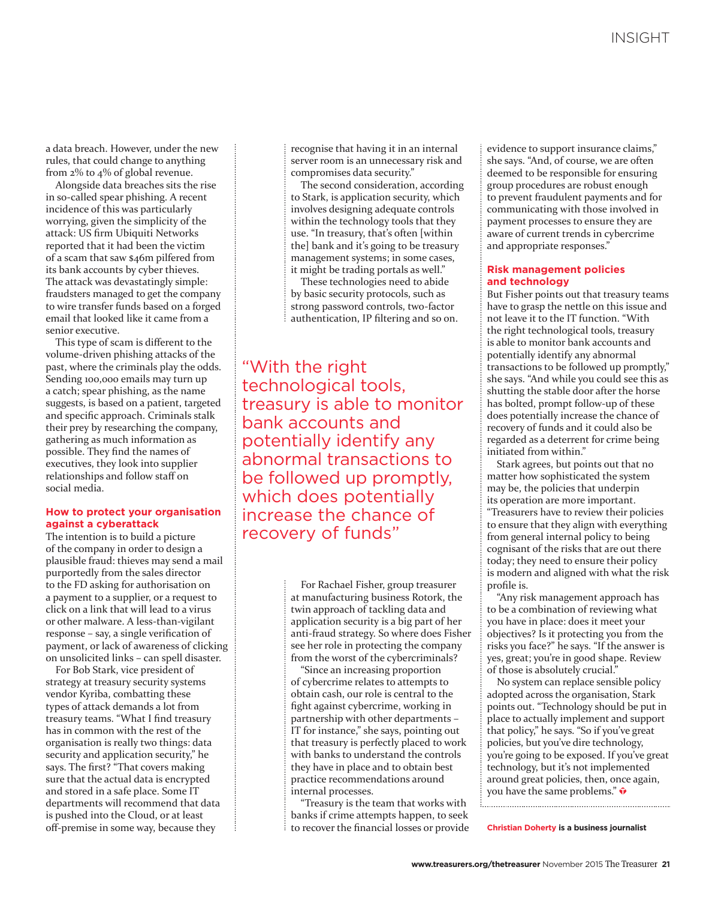a data breach. However, under the new rules, that could change to anything from 2% to 4% of global revenue.

Alongside data breaches sits the rise in so-called spear phishing. A recent incidence of this was particularly worrying, given the simplicity of the attack: US firm Ubiquiti Networks reported that it had been the victim of a scam that saw $46m pilfered from its bank accounts by cyber thieves. The attack was devastatingly simple: fraudsters managed to get the company to wire transfer funds based on a forged email that looked like it came from a senior executive.

This type of scam is different to the volume-driven phishing attacks of the past, where the criminals play the odds. Sending 100,000 emails may turn up a catch; spear phishing, as the name suggests, is based on a patient, targeted and specific approach. Criminals stalk their prey by researching the company, gathering as much information as possible. They find the names of executives, they look into supplier relationships and follow staff on social media.

## How to protect your organisation against a cyberattack

The intention is to build a picture of the company in order to design a plausible fraud: thieves may send a mail purportedly from the sales director to the FD asking for authorisation on a payment to a supplier, or a request to click on a link that will lead to a virus or other malware. A less-than-vigilant response – say, a single verification of payment, or lack of awareness of clicking on unsolicited links – can spell disaster.

For Bob Stark, vice president of strategy at treasury security systems vendor Kyriba, combatting these types of attack demands a lot from treasury teams. "What I find treasury has in common with the rest of the organisation is really two things: data security and application security," he says. The first? "That covers making sure that the actual data is encrypted and stored in a safe place. Some IT departments will recommend that data is pushed into the Cloud, or at least off-premise in some way, because they recognise that having it in an internal server room is an unnecessary risk and compromises data security."

The second consideration, according to Stark, is application security, which involves designing adequate controls within the technology tools that they use. "In treasury, that's often [within the] bank and it's going to be treasury management systems; in some cases, it might be trading portals as well."

These technologies need to abide by basic security protocols, such as strong password controls, two-factor authentication, IP filtering and so on.

> "With the right technological tools, treasury is able to monitor bank accounts and potentially identify any abnormal transactions to be followed up promptly, which does potentially increase the chance of recovery of funds"

For Rachael Fisher, group treasurer at manufacturing business Rotork, the twin approach of tackling data and application security is a big part of her anti-fraud strategy. So where does Fisher see her role in protecting the company from the worst of the cybercriminals?

"Since an increasing proportion of cybercrime relates to attempts to obtain cash, our role is central to the fight against cybercrime, working in partnership with other departments – IT for instance," she says, pointing out that treasury is perfectly placed to work with banks to understand the controls they have in place and to obtain best practice recommendations around internal processes.

"Treasury is the team that works with banks if crime attempts happen, to seek to recover the financial losses or provide evidence to support insurance claims," she says. "And, of course, we are often deemed to be responsible for ensuring group procedures are robust enough to prevent fraudulent payments and for communicating with those involved in payment processes to ensure they are aware of current trends in cybercrime and appropriate responses."

## Risk management policies and technology

But Fisher points out that treasury teams have to grasp the nettle on this issue and not leave it to the IT function. "With the right technological tools, treasury is able to monitor bank accounts and potentially identify any abnormal transactions to be followed up promptly," she says. "And while you could see this as shutting the stable door after the horse has bolted, prompt follow-up of these does potentially increase the chance of recovery of funds and it could also be regarded as a deterrent for crime being initiated from within."

Stark agrees, but points out that no matter how sophisticated the system may be, the policies that underpin its operation are more important. "Treasurers have to review their policies to ensure that they align with everything from general internal policy to being cognisant of the risks that are out there today; they need to ensure their policy is modern and aligned with what the risk profile is.

"Any risk management approach has to be a combination of reviewing what you have in place: does it meet your objectives? Is it protecting you from the risks you face?" he says. "If the answer is yes, great; you're in good shape. Review of those is absolutely crucial."

No system can replace sensible policy adopted across the organisation, Stark points out. "Technology should be put in place to actually implement and support that policy," he says. "So if you've great policies, but you've dire technology, you're going to be exposed. If you've great technology, but it's not implemented around great policies, then, once again, you have the same problems."

**Christian Doherty is a business journalist**